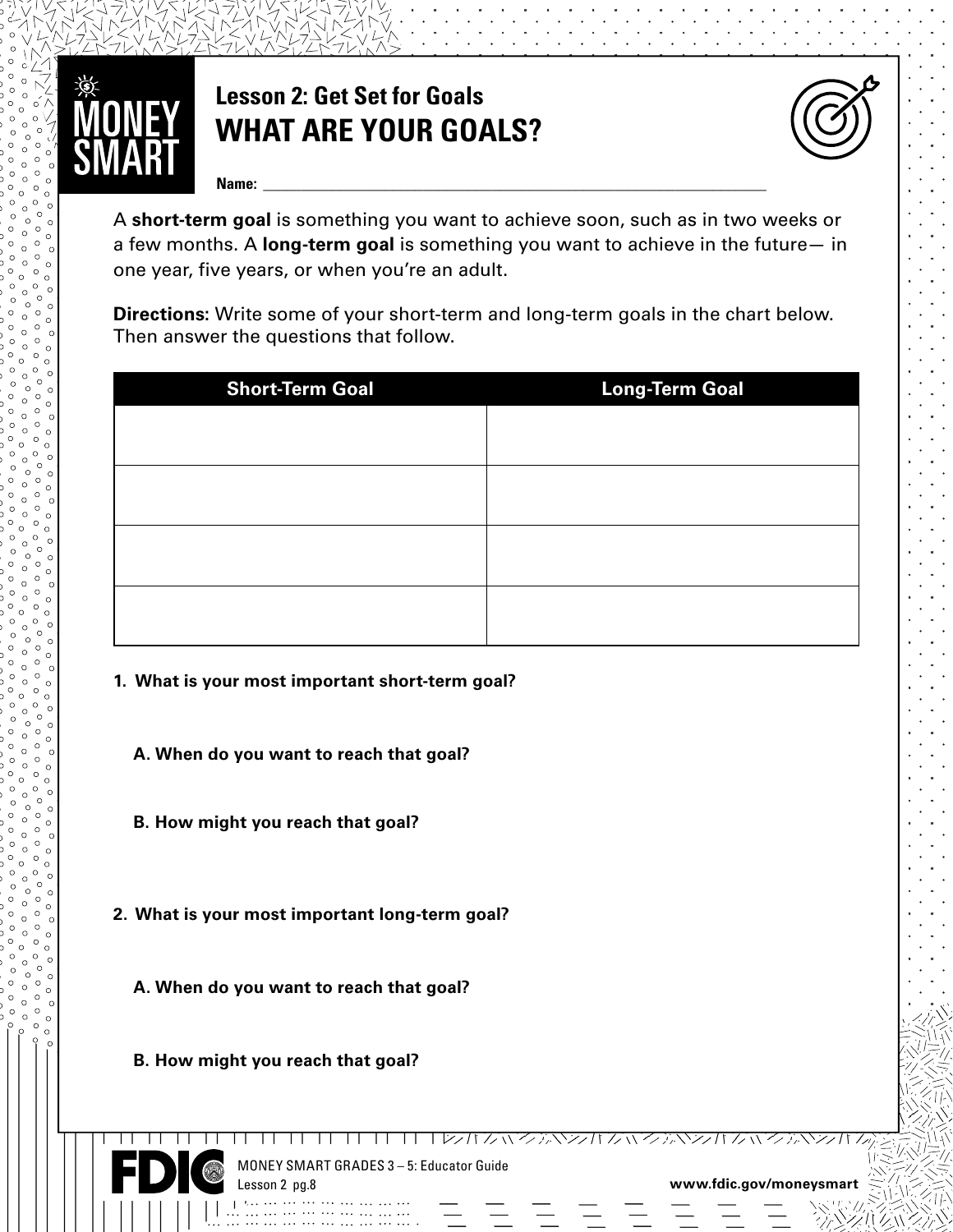MONEY SMART

## Lesson 2: Get Set for Goals

# WHAT ARE YOUR GOALS?

**Name:** ___________________________________________

A **short-term goal** is something you want to achieve soon, such as in two weeks or a few months. A **long-term goal** is something you want to achieve in the future— in one year, five years, or when you're an adult.

**Directions:** Write some of your short-term and long-term goals in the chart below. Then answer the questions that follow.

| Short-Term Goal | Long-Term Goal |
| --- | --- |
| | |
| | |
| | |
| | |

**1. What is your most important short-term goal?**

**A. When do you want to reach that goal?**

**B. How might you reach that goal?**

**2. What is your most important long-term goal?**

**A. When do you want to reach that goal?**

**B. How might you reach that goal?**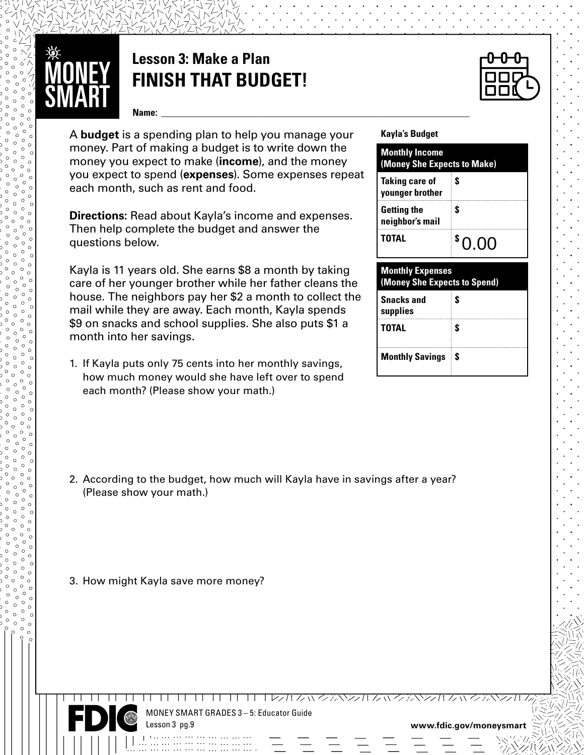# Lesson 3: Make a Plan

## FINISH THAT BUDGET!

**Name:** ____________________________________________

A **budget** is a spending plan to help you manage your money. Part of making a budget is to write down the money you expect to make (**income**), and the money you expect to spend (**expenses**). Some expenses repeat each month, such as rent and food.

**Directions:** Read about Kayla's income and expenses. Then help complete the budget and answer the questions below.

Kayla is 11 years old. She earns $8 a month by taking care of her younger brother while her father cleans the house. The neighbors pay her $2 a month to collect the mail while they are away. Each month, Kayla spends $9 on snacks and school supplies. She also puts $1 a month into her savings.

**Kayla's Budget**

| Monthly Income (Money She Expects to Make) | |
|---|---|
| **Taking care of younger brother** | $ |
| **Getting the neighbor's mail** | $ |
| **TOTAL** | $ 0.00 |

| Monthly Expenses (Money She Expects to Spend) | |
|---|---|
| **Snacks and supplies** | $ |
| **TOTAL** | $ |
| **Monthly Savings** | $ |

1. If Kayla puts only 75 cents into her monthly savings, how much money would she have left over to spend each month? (Please show your math.)

2. According to the budget, how much will Kayla have in savings after a year? (Please show your math.)

3. How might Kayla save more money?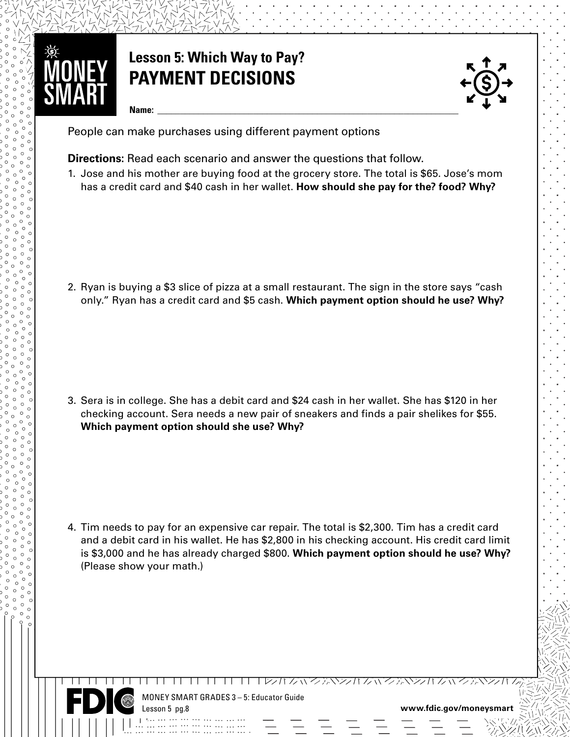# Lesson 5: Which Way to Pay?

## PAYMENT DECISIONS

**Name:** ______________________________________________

People can make purchases using different payment options

**Directions:** Read each scenario and answer the questions that follow.

1. Jose and his mother are buying food at the grocery store. The total is $65. Jose's mom has a credit card and $40 cash in her wallet. **How should she pay for the? food? Why?**

2. Ryan is buying a $3 slice of pizza at a small restaurant. The sign in the store says "cash only." Ryan has a credit card and $5 cash. **Which payment option should he use? Why?**

3. Sera is in college. She has a debit card and $24 cash in her wallet. She has $120 in her checking account. Sera needs a new pair of sneakers and finds a pair shelikes for $55. **Which payment option should she use? Why?**

4. Tim needs to pay for an expensive car repair. The total is $2,300. Tim has a credit card and a debit card in his wallet. He has $2,800 in his checking account. His credit card limit is $3,000 and he has already charged $800. **Which payment option should he use? Why?** (Please show your math.)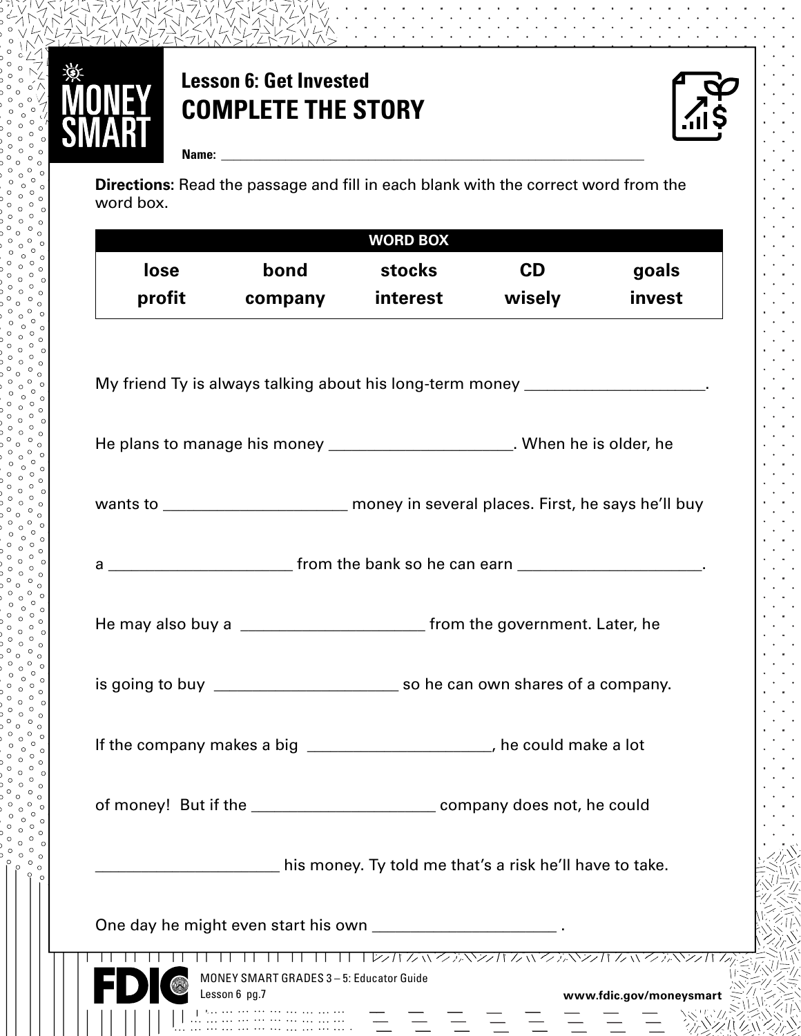# Lesson 6: Get Invested

## COMPLETE THE STORY

**Name:** ____________________________________________

**Directions:** Read the passage and fill in each blank with the correct word from the word box.

| WORD BOX | | | | |
|---|---|---|---|---|
| **lose** | **bond** | **stocks** | **CD** | **goals** |
| **profit** | **company** | **interest** | **wisely** | **invest** |

My friend Ty is always talking about his long-term money ____________________.

He plans to manage his money ____________________. When he is older, he

wants to ____________________ money in several places. First, he says he'll buy

a ____________________ from the bank so he can earn ____________________.

He may also buy a ____________________ from the government. Later, he

is going to buy ____________________ so he can own shares of a company.

If the company makes a big ____________________, he could make a lot

of money! But if the ____________________ company does not, he could

____________________ his money. Ty told me that's a risk he'll have to take.

One day he might even start his own ____________________ .